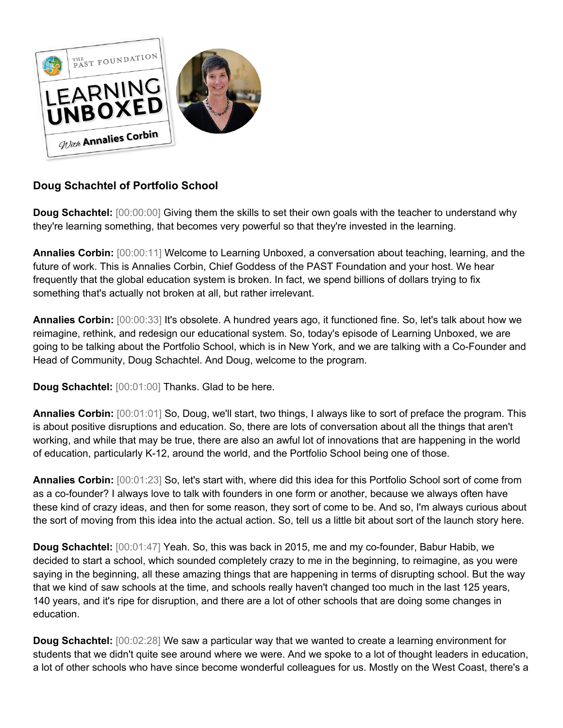**Doug Schachtel of Portfolio School**

**Doug Schachtel:** [00:00:00] Giving them the skills to set their own goals with the teacher to understand why they're learning something, that becomes very powerful so that they're invested in the learning.

**Annalies Corbin:** [00:00:11] Welcome to Learning Unboxed, a conversation about teaching, learning, and the future of work. This is Annalies Corbin, Chief Goddess of the PAST Foundation and your host. We hear frequently that the global education system is broken. In fact, we spend billions of dollars trying to fix something that's actually not broken at all, but rather irrelevant.

**Annalies Corbin:** [00:00:33] It's obsolete. A hundred years ago, it functioned fine. So, let's talk about how we reimagine, rethink, and redesign our educational system. So, today's episode of Learning Unboxed, we are going to be talking about the Portfolio School, which is in New York, and we are talking with a Co-Founder and Head of Community, Doug Schachtel. And Doug, welcome to the program.

**Doug Schachtel:** [00:01:00] Thanks. Glad to be here.

**Annalies Corbin:** [00:01:01] So, Doug, we'll start, two things, I always like to sort of preface the program. This is about positive disruptions and education. So, there are lots of conversation about all the things that aren't working, and while that may be true, there are also an awful lot of innovations that are happening in the world of education, particularly K-12, around the world, and the Portfolio School being one of those.

**Annalies Corbin:** [00:01:23] So, let's start with, where did this idea for this Portfolio School sort of come from as a co-founder? I always love to talk with founders in one form or another, because we always often have these kind of crazy ideas, and then for some reason, they sort of come to be. And so, I'm always curious about the sort of moving from this idea into the actual action. So, tell us a little bit about sort of the launch story here.

**Doug Schachtel:** [00:01:47] Yeah. So, this was back in 2015, me and my co-founder, Babur Habib, we decided to start a school, which sounded completely crazy to me in the beginning, to reimagine, as you were saying in the beginning, all these amazing things that are happening in terms of disrupting school. But the way that we kind of saw schools at the time, and schools really haven't changed too much in the last 125 years, 140 years, and it's ripe for disruption, and there are a lot of other schools that are doing some changes in education.

**Doug Schachtel:** [00:02:28] We saw a particular way that we wanted to create a learning environment for students that we didn't quite see around where we were. And we spoke to a lot of thought leaders in education, a lot of other schools who have since become wonderful colleagues for us. Mostly on the West Coast, there's a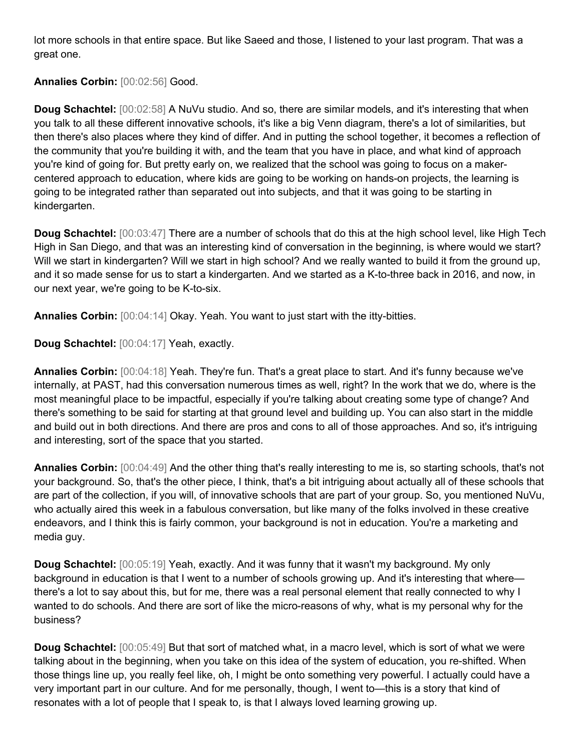lot more schools in that entire space. But like Saeed and those, I listened to your last program. That was a great one.

**Annalies Corbin:** [00:02:56] Good.

**Doug Schachtel:** [00:02:58] A NuVu studio. And so, there are similar models, and it's interesting that when you talk to all these different innovative schools, it's like a big Venn diagram, there's a lot of similarities, but then there's also places where they kind of differ. And in putting the school together, it becomes a reflection of the community that you're building it with, and the team that you have in place, and what kind of approach you're kind of going for. But pretty early on, we realized that the school was going to focus on a maker-centered approach to education, where kids are going to be working on hands-on projects, the learning is going to be integrated rather than separated out into subjects, and that it was going to be starting in kindergarten.

**Doug Schachtel:** [00:03:47] There are a number of schools that do this at the high school level, like High Tech High in San Diego, and that was an interesting kind of conversation in the beginning, is where would we start? Will we start in kindergarten? Will we start in high school? And we really wanted to build it from the ground up, and it so made sense for us to start a kindergarten. And we started as a K-to-three back in 2016, and now, in our next year, we're going to be K-to-six.

**Annalies Corbin:** [00:04:14] Okay. Yeah. You want to just start with the itty-bitties.

**Doug Schachtel:** [00:04:17] Yeah, exactly.

**Annalies Corbin:** [00:04:18] Yeah. They're fun. That's a great place to start. And it's funny because we've internally, at PAST, had this conversation numerous times as well, right? In the work that we do, where is the most meaningful place to be impactful, especially if you're talking about creating some type of change? And there's something to be said for starting at that ground level and building up. You can also start in the middle and build out in both directions. And there are pros and cons to all of those approaches. And so, it's intriguing and interesting, sort of the space that you started.

**Annalies Corbin:** [00:04:49] And the other thing that's really interesting to me is, so starting schools, that's not your background. So, that's the other piece, I think, that's a bit intriguing about actually all of these schools that are part of the collection, if you will, of innovative schools that are part of your group. So, you mentioned NuVu, who actually aired this week in a fabulous conversation, but like many of the folks involved in these creative endeavors, and I think this is fairly common, your background is not in education. You're a marketing and media guy.

**Doug Schachtel:** [00:05:19] Yeah, exactly. And it was funny that it wasn't my background. My only background in education is that I went to a number of schools growing up. And it's interesting that where—there's a lot to say about this, but for me, there was a real personal element that really connected to why I wanted to do schools. And there are sort of like the micro-reasons of why, what is my personal why for the business?

**Doug Schachtel:** [00:05:49] But that sort of matched what, in a macro level, which is sort of what we were talking about in the beginning, when you take on this idea of the system of education, you re-shifted. When those things line up, you really feel like, oh, I might be onto something very powerful. I actually could have a very important part in our culture. And for me personally, though, I went to—this is a story that kind of resonates with a lot of people that I speak to, is that I always loved learning growing up.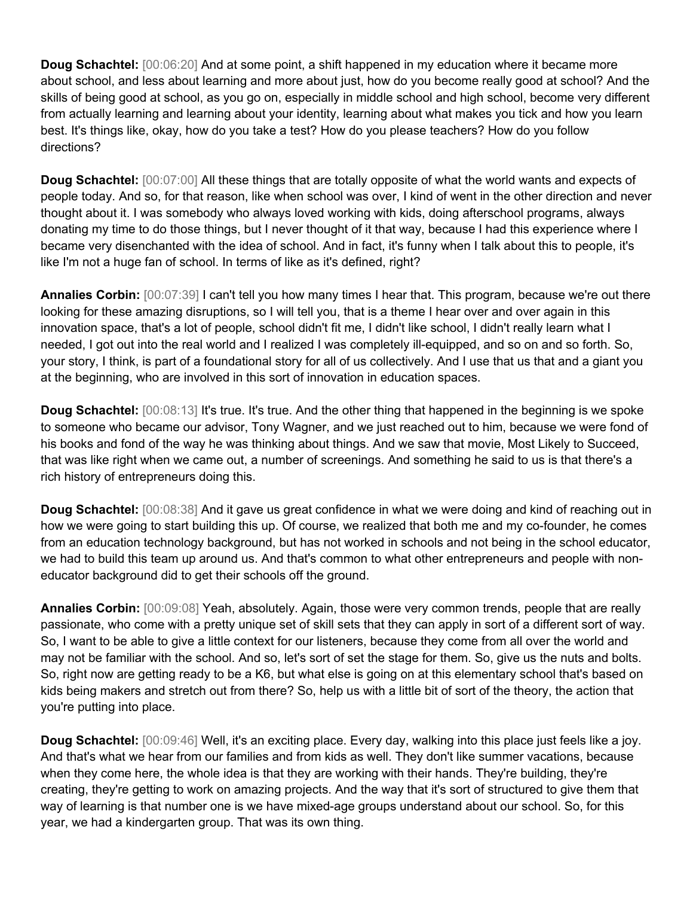**Doug Schachtel:** [00:06:20] And at some point, a shift happened in my education where it became more about school, and less about learning and more about just, how do you become really good at school? And the skills of being good at school, as you go on, especially in middle school and high school, become very different from actually learning and learning about your identity, learning about what makes you tick and how you learn best. It's things like, okay, how do you take a test? How do you please teachers? How do you follow directions?

**Doug Schachtel:** [00:07:00] All these things that are totally opposite of what the world wants and expects of people today. And so, for that reason, like when school was over, I kind of went in the other direction and never thought about it. I was somebody who always loved working with kids, doing afterschool programs, always donating my time to do those things, but I never thought of it that way, because I had this experience where I became very disenchanted with the idea of school. And in fact, it's funny when I talk about this to people, it's like I'm not a huge fan of school. In terms of like as it's defined, right?

**Annalies Corbin:** [00:07:39] I can't tell you how many times I hear that. This program, because we're out there looking for these amazing disruptions, so I will tell you, that is a theme I hear over and over again in this innovation space, that's a lot of people, school didn't fit me, I didn't like school, I didn't really learn what I needed, I got out into the real world and I realized I was completely ill-equipped, and so on and so forth. So, your story, I think, is part of a foundational story for all of us collectively. And I use that us that and a giant you at the beginning, who are involved in this sort of innovation in education spaces.

**Doug Schachtel:** [00:08:13] It's true. It's true. And the other thing that happened in the beginning is we spoke to someone who became our advisor, Tony Wagner, and we just reached out to him, because we were fond of his books and fond of the way he was thinking about things. And we saw that movie, Most Likely to Succeed, that was like right when we came out, a number of screenings. And something he said to us is that there's a rich history of entrepreneurs doing this.

**Doug Schachtel:** [00:08:38] And it gave us great confidence in what we were doing and kind of reaching out in how we were going to start building this up. Of course, we realized that both me and my co-founder, he comes from an education technology background, but has not worked in schools and not being in the school educator, we had to build this team up around us. And that's common to what other entrepreneurs and people with non-educator background did to get their schools off the ground.

**Annalies Corbin:** [00:09:08] Yeah, absolutely. Again, those were very common trends, people that are really passionate, who come with a pretty unique set of skill sets that they can apply in sort of a different sort of way. So, I want to be able to give a little context for our listeners, because they come from all over the world and may not be familiar with the school. And so, let's sort of set the stage for them. So, give us the nuts and bolts. So, right now are getting ready to be a K6, but what else is going on at this elementary school that's based on kids being makers and stretch out from there? So, help us with a little bit of sort of the theory, the action that you're putting into place.

**Doug Schachtel:** [00:09:46] Well, it's an exciting place. Every day, walking into this place just feels like a joy. And that's what we hear from our families and from kids as well. They don't like summer vacations, because when they come here, the whole idea is that they are working with their hands. They're building, they're creating, they're getting to work on amazing projects. And the way that it's sort of structured to give them that way of learning is that number one is we have mixed-age groups understand about our school. So, for this year, we had a kindergarten group. That was its own thing.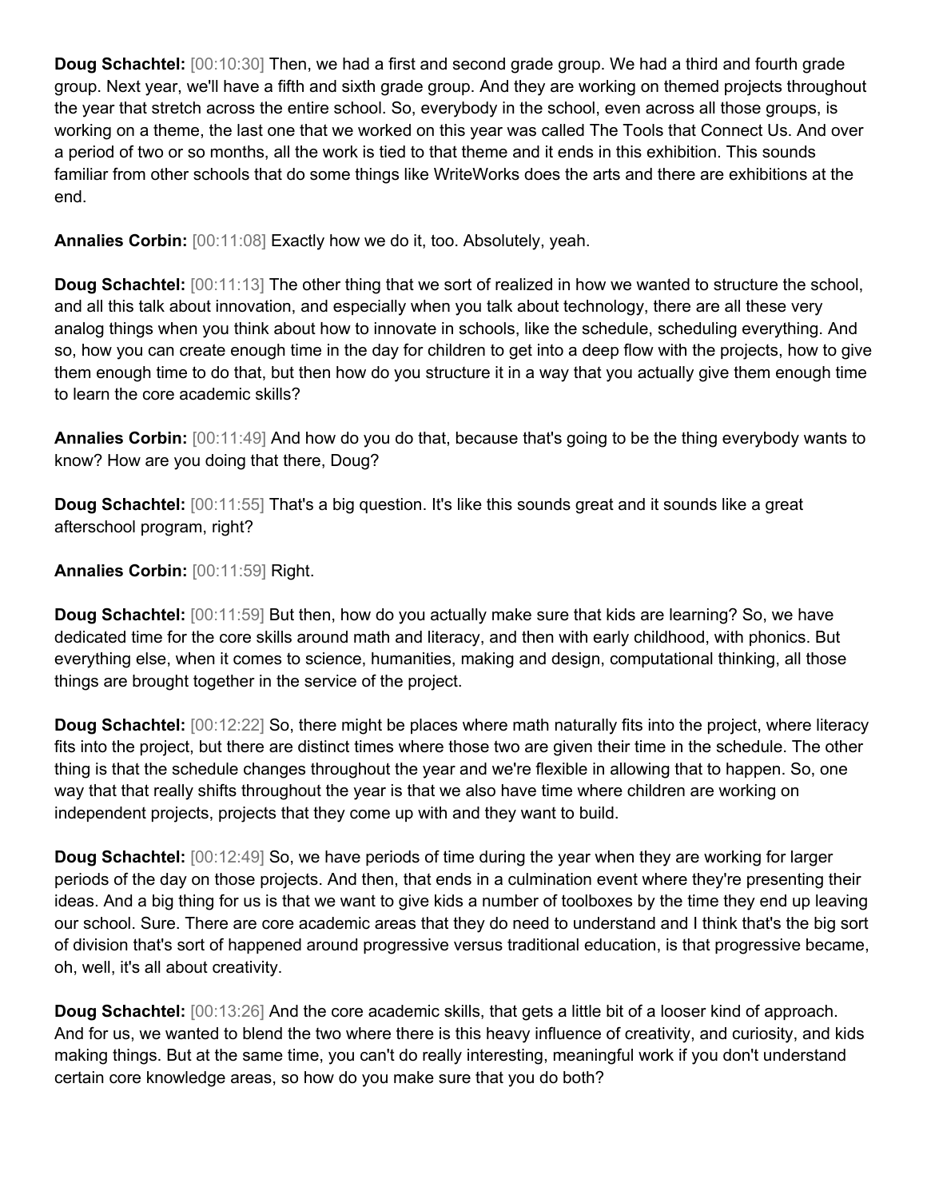**Doug Schachtel:** [00:10:30] Then, we had a first and second grade group. We had a third and fourth grade group. Next year, we'll have a fifth and sixth grade group. And they are working on themed projects throughout the year that stretch across the entire school. So, everybody in the school, even across all those groups, is working on a theme, the last one that we worked on this year was called The Tools that Connect Us. And over a period of two or so months, all the work is tied to that theme and it ends in this exhibition. This sounds familiar from other schools that do some things like WriteWorks does the arts and there are exhibitions at the end.

**Annalies Corbin:** [00:11:08] Exactly how we do it, too. Absolutely, yeah.

**Doug Schachtel:** [00:11:13] The other thing that we sort of realized in how we wanted to structure the school, and all this talk about innovation, and especially when you talk about technology, there are all these very analog things when you think about how to innovate in schools, like the schedule, scheduling everything. And so, how you can create enough time in the day for children to get into a deep flow with the projects, how to give them enough time to do that, but then how do you structure it in a way that you actually give them enough time to learn the core academic skills?

**Annalies Corbin:** [00:11:49] And how do you do that, because that's going to be the thing everybody wants to know? How are you doing that there, Doug?

**Doug Schachtel:** [00:11:55] That's a big question. It's like this sounds great and it sounds like a great afterschool program, right?

**Annalies Corbin:** [00:11:59] Right.

**Doug Schachtel:** [00:11:59] But then, how do you actually make sure that kids are learning? So, we have dedicated time for the core skills around math and literacy, and then with early childhood, with phonics. But everything else, when it comes to science, humanities, making and design, computational thinking, all those things are brought together in the service of the project.

**Doug Schachtel:** [00:12:22] So, there might be places where math naturally fits into the project, where literacy fits into the project, but there are distinct times where those two are given their time in the schedule. The other thing is that the schedule changes throughout the year and we're flexible in allowing that to happen. So, one way that that really shifts throughout the year is that we also have time where children are working on independent projects, projects that they come up with and they want to build.

**Doug Schachtel:** [00:12:49] So, we have periods of time during the year when they are working for larger periods of the day on those projects. And then, that ends in a culmination event where they're presenting their ideas. And a big thing for us is that we want to give kids a number of toolboxes by the time they end up leaving our school. Sure. There are core academic areas that they do need to understand and I think that's the big sort of division that's sort of happened around progressive versus traditional education, is that progressive became, oh, well, it's all about creativity.

**Doug Schachtel:** [00:13:26] And the core academic skills, that gets a little bit of a looser kind of approach. And for us, we wanted to blend the two where there is this heavy influence of creativity, and curiosity, and kids making things. But at the same time, you can't do really interesting, meaningful work if you don't understand certain core knowledge areas, so how do you make sure that you do both?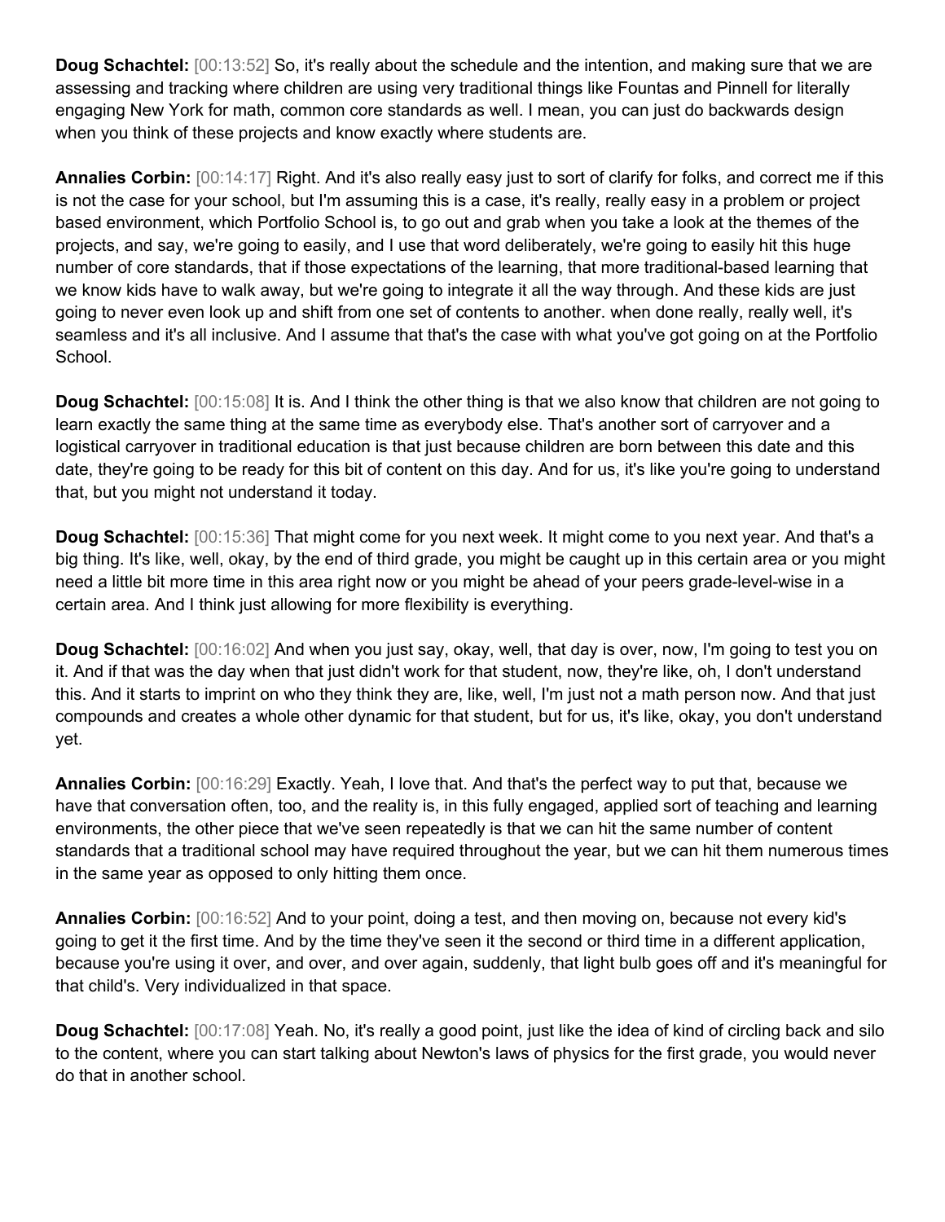**Doug Schachtel:** [00:13:52] So, it's really about the schedule and the intention, and making sure that we are assessing and tracking where children are using very traditional things like Fountas and Pinnell for literally engaging New York for math, common core standards as well. I mean, you can just do backwards design when you think of these projects and know exactly where students are.

**Annalies Corbin:** [00:14:17] Right. And it's also really easy just to sort of clarify for folks, and correct me if this is not the case for your school, but I'm assuming this is a case, it's really, really easy in a problem or project based environment, which Portfolio School is, to go out and grab when you take a look at the themes of the projects, and say, we're going to easily, and I use that word deliberately, we're going to easily hit this huge number of core standards, that if those expectations of the learning, that more traditional-based learning that we know kids have to walk away, but we're going to integrate it all the way through. And these kids are just going to never even look up and shift from one set of contents to another. when done really, really well, it's seamless and it's all inclusive. And I assume that that's the case with what you've got going on at the Portfolio School.

**Doug Schachtel:** [00:15:08] It is. And I think the other thing is that we also know that children are not going to learn exactly the same thing at the same time as everybody else. That's another sort of carryover and a logistical carryover in traditional education is that just because children are born between this date and this date, they're going to be ready for this bit of content on this day. And for us, it's like you're going to understand that, but you might not understand it today.

**Doug Schachtel:** [00:15:36] That might come for you next week. It might come to you next year. And that's a big thing. It's like, well, okay, by the end of third grade, you might be caught up in this certain area or you might need a little bit more time in this area right now or you might be ahead of your peers grade-level-wise in a certain area. And I think just allowing for more flexibility is everything.

**Doug Schachtel:** [00:16:02] And when you just say, okay, well, that day is over, now, I'm going to test you on it. And if that was the day when that just didn't work for that student, now, they're like, oh, I don't understand this. And it starts to imprint on who they think they are, like, well, I'm just not a math person now. And that just compounds and creates a whole other dynamic for that student, but for us, it's like, okay, you don't understand yet.

**Annalies Corbin:** [00:16:29] Exactly. Yeah, I love that. And that's the perfect way to put that, because we have that conversation often, too, and the reality is, in this fully engaged, applied sort of teaching and learning environments, the other piece that we've seen repeatedly is that we can hit the same number of content standards that a traditional school may have required throughout the year, but we can hit them numerous times in the same year as opposed to only hitting them once.

**Annalies Corbin:** [00:16:52] And to your point, doing a test, and then moving on, because not every kid's going to get it the first time. And by the time they've seen it the second or third time in a different application, because you're using it over, and over, and over again, suddenly, that light bulb goes off and it's meaningful for that child's. Very individualized in that space.

**Doug Schachtel:** [00:17:08] Yeah. No, it's really a good point, just like the idea of kind of circling back and silo to the content, where you can start talking about Newton's laws of physics for the first grade, you would never do that in another school.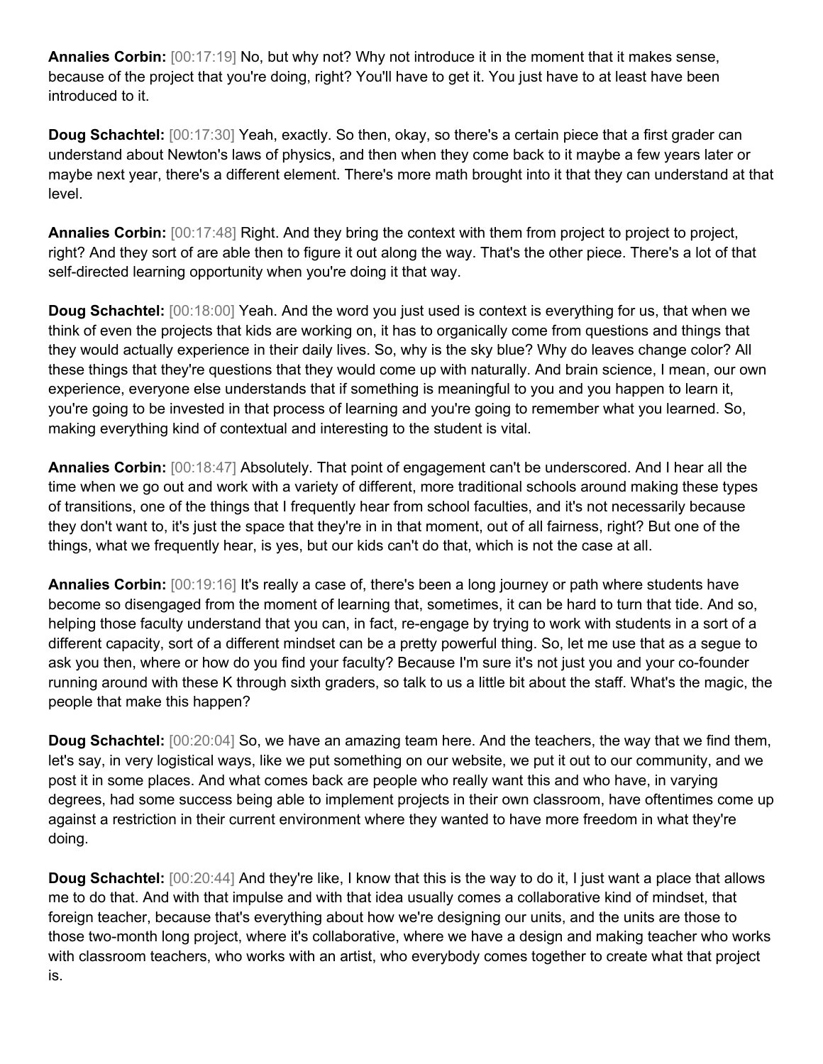**Annalies Corbin:** [00:17:19] No, but why not? Why not introduce it in the moment that it makes sense, because of the project that you're doing, right? You'll have to get it. You just have to at least have been introduced to it.

**Doug Schachtel:** [00:17:30] Yeah, exactly. So then, okay, so there's a certain piece that a first grader can understand about Newton's laws of physics, and then when they come back to it maybe a few years later or maybe next year, there's a different element. There's more math brought into it that they can understand at that level.

**Annalies Corbin:** [00:17:48] Right. And they bring the context with them from project to project to project, right? And they sort of are able then to figure it out along the way. That's the other piece. There's a lot of that self-directed learning opportunity when you're doing it that way.

**Doug Schachtel:** [00:18:00] Yeah. And the word you just used is context is everything for us, that when we think of even the projects that kids are working on, it has to organically come from questions and things that they would actually experience in their daily lives. So, why is the sky blue? Why do leaves change color? All these things that they're questions that they would come up with naturally. And brain science, I mean, our own experience, everyone else understands that if something is meaningful to you and you happen to learn it, you're going to be invested in that process of learning and you're going to remember what you learned. So, making everything kind of contextual and interesting to the student is vital.

**Annalies Corbin:** [00:18:47] Absolutely. That point of engagement can't be underscored. And I hear all the time when we go out and work with a variety of different, more traditional schools around making these types of transitions, one of the things that I frequently hear from school faculties, and it's not necessarily because they don't want to, it's just the space that they're in in that moment, out of all fairness, right? But one of the things, what we frequently hear, is yes, but our kids can't do that, which is not the case at all.

**Annalies Corbin:** [00:19:16] It's really a case of, there's been a long journey or path where students have become so disengaged from the moment of learning that, sometimes, it can be hard to turn that tide. And so, helping those faculty understand that you can, in fact, re-engage by trying to work with students in a sort of a different capacity, sort of a different mindset can be a pretty powerful thing. So, let me use that as a segue to ask you then, where or how do you find your faculty? Because I'm sure it's not just you and your co-founder running around with these K through sixth graders, so talk to us a little bit about the staff. What's the magic, the people that make this happen?

**Doug Schachtel:** [00:20:04] So, we have an amazing team here. And the teachers, the way that we find them, let's say, in very logistical ways, like we put something on our website, we put it out to our community, and we post it in some places. And what comes back are people who really want this and who have, in varying degrees, had some success being able to implement projects in their own classroom, have oftentimes come up against a restriction in their current environment where they wanted to have more freedom in what they're doing.

**Doug Schachtel:** [00:20:44] And they're like, I know that this is the way to do it, I just want a place that allows me to do that. And with that impulse and with that idea usually comes a collaborative kind of mindset, that foreign teacher, because that's everything about how we're designing our units, and the units are those to those two-month long project, where it's collaborative, where we have a design and making teacher who works with classroom teachers, who works with an artist, who everybody comes together to create what that project is.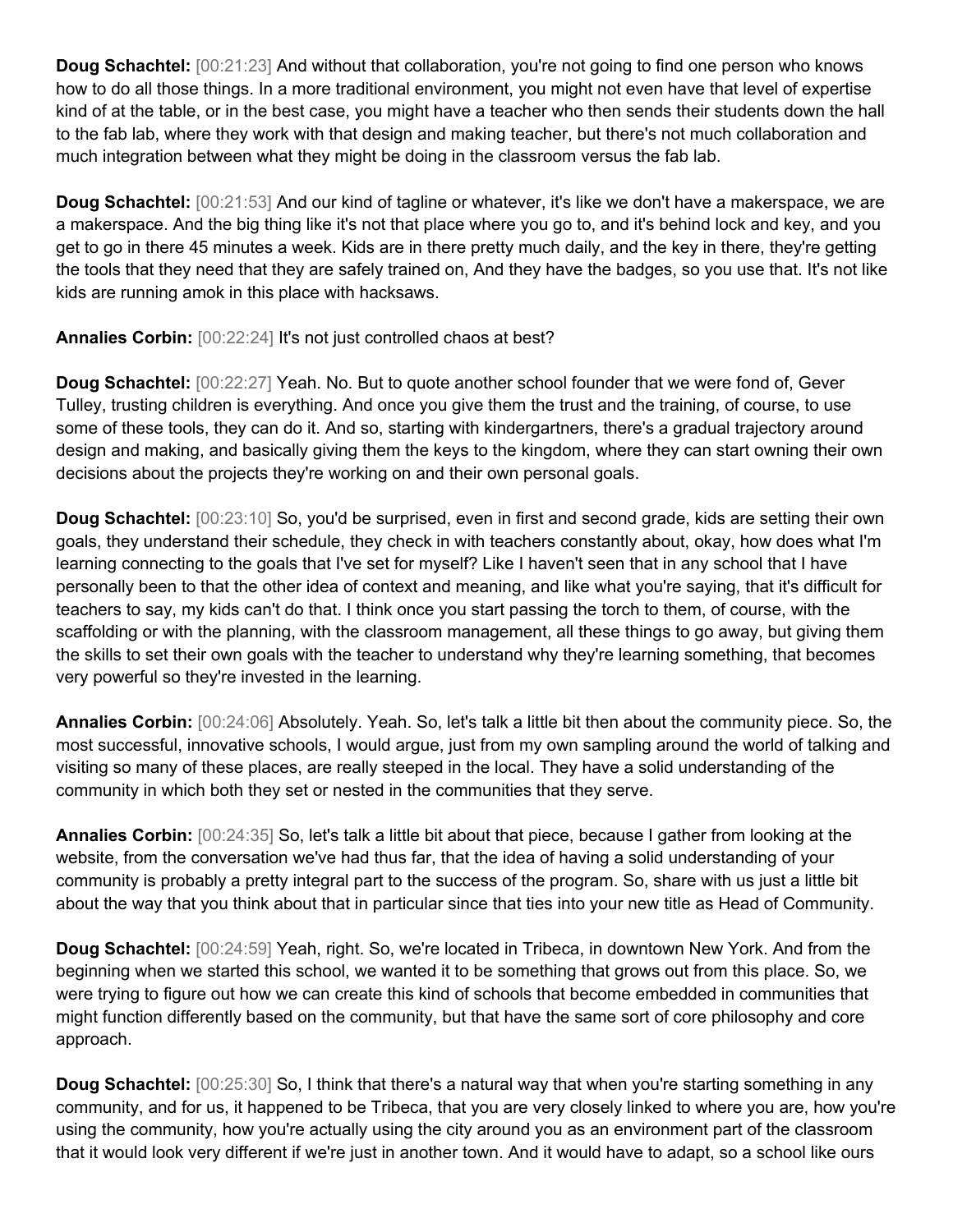**Doug Schachtel:** [00:21:23] And without that collaboration, you're not going to find one person who knows how to do all those things. In a more traditional environment, you might not even have that level of expertise kind of at the table, or in the best case, you might have a teacher who then sends their students down the hall to the fab lab, where they work with that design and making teacher, but there's not much collaboration and much integration between what they might be doing in the classroom versus the fab lab.

**Doug Schachtel:** [00:21:53] And our kind of tagline or whatever, it's like we don't have a makerspace, we are a makerspace. And the big thing like it's not that place where you go to, and it's behind lock and key, and you get to go in there 45 minutes a week. Kids are in there pretty much daily, and the key in there, they're getting the tools that they need that they are safely trained on, And they have the badges, so you use that. It's not like kids are running amok in this place with hacksaws.

**Annalies Corbin:** [00:22:24] It's not just controlled chaos at best?

**Doug Schachtel:** [00:22:27] Yeah. No. But to quote another school founder that we were fond of, Gever Tulley, trusting children is everything. And once you give them the trust and the training, of course, to use some of these tools, they can do it. And so, starting with kindergartners, there's a gradual trajectory around design and making, and basically giving them the keys to the kingdom, where they can start owning their own decisions about the projects they're working on and their own personal goals.

**Doug Schachtel:** [00:23:10] So, you'd be surprised, even in first and second grade, kids are setting their own goals, they understand their schedule, they check in with teachers constantly about, okay, how does what I'm learning connecting to the goals that I've set for myself? Like I haven't seen that in any school that I have personally been to that the other idea of context and meaning, and like what you're saying, that it's difficult for teachers to say, my kids can't do that. I think once you start passing the torch to them, of course, with the scaffolding or with the planning, with the classroom management, all these things to go away, but giving them the skills to set their own goals with the teacher to understand why they're learning something, that becomes very powerful so they're invested in the learning.

**Annalies Corbin:** [00:24:06] Absolutely. Yeah. So, let's talk a little bit then about the community piece. So, the most successful, innovative schools, I would argue, just from my own sampling around the world of talking and visiting so many of these places, are really steeped in the local. They have a solid understanding of the community in which both they set or nested in the communities that they serve.

**Annalies Corbin:** [00:24:35] So, let's talk a little bit about that piece, because I gather from looking at the website, from the conversation we've had thus far, that the idea of having a solid understanding of your community is probably a pretty integral part to the success of the program. So, share with us just a little bit about the way that you think about that in particular since that ties into your new title as Head of Community.

**Doug Schachtel:** [00:24:59] Yeah, right. So, we're located in Tribeca, in downtown New York. And from the beginning when we started this school, we wanted it to be something that grows out from this place. So, we were trying to figure out how we can create this kind of schools that become embedded in communities that might function differently based on the community, but that have the same sort of core philosophy and core approach.

**Doug Schachtel:** [00:25:30] So, I think that there's a natural way that when you're starting something in any community, and for us, it happened to be Tribeca, that you are very closely linked to where you are, how you're using the community, how you're actually using the city around you as an environment part of the classroom that it would look very different if we're just in another town. And it would have to adapt, so a school like ours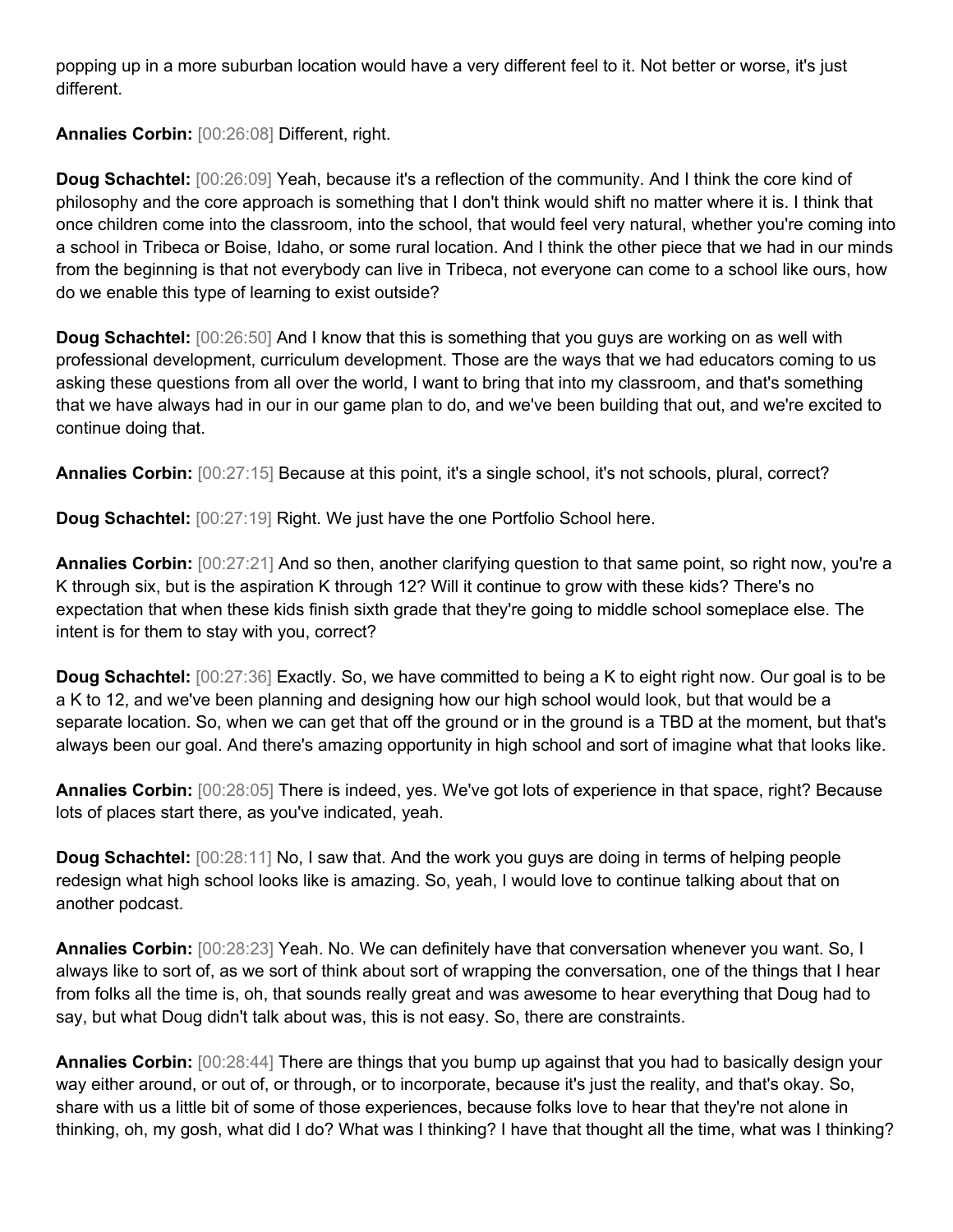popping up in a more suburban location would have a very different feel to it. Not better or worse, it's just different.

**Annalies Corbin:** [00:26:08] Different, right.

**Doug Schachtel:** [00:26:09] Yeah, because it's a reflection of the community. And I think the core kind of philosophy and the core approach is something that I don't think would shift no matter where it is. I think that once children come into the classroom, into the school, that would feel very natural, whether you're coming into a school in Tribeca or Boise, Idaho, or some rural location. And I think the other piece that we had in our minds from the beginning is that not everybody can live in Tribeca, not everyone can come to a school like ours, how do we enable this type of learning to exist outside?

**Doug Schachtel:** [00:26:50] And I know that this is something that you guys are working on as well with professional development, curriculum development. Those are the ways that we had educators coming to us asking these questions from all over the world, I want to bring that into my classroom, and that's something that we have always had in our in our game plan to do, and we've been building that out, and we're excited to continue doing that.

**Annalies Corbin:** [00:27:15] Because at this point, it's a single school, it's not schools, plural, correct?

**Doug Schachtel:** [00:27:19] Right. We just have the one Portfolio School here.

**Annalies Corbin:** [00:27:21] And so then, another clarifying question to that same point, so right now, you're a K through six, but is the aspiration K through 12? Will it continue to grow with these kids? There's no expectation that when these kids finish sixth grade that they're going to middle school someplace else. The intent is for them to stay with you, correct?

**Doug Schachtel:** [00:27:36] Exactly. So, we have committed to being a K to eight right now. Our goal is to be a K to 12, and we've been planning and designing how our high school would look, but that would be a separate location. So, when we can get that off the ground or in the ground is a TBD at the moment, but that's always been our goal. And there's amazing opportunity in high school and sort of imagine what that looks like.

**Annalies Corbin:** [00:28:05] There is indeed, yes. We've got lots of experience in that space, right? Because lots of places start there, as you've indicated, yeah.

**Doug Schachtel:** [00:28:11] No, I saw that. And the work you guys are doing in terms of helping people redesign what high school looks like is amazing. So, yeah, I would love to continue talking about that on another podcast.

**Annalies Corbin:** [00:28:23] Yeah. No. We can definitely have that conversation whenever you want. So, I always like to sort of, as we sort of think about sort of wrapping the conversation, one of the things that I hear from folks all the time is, oh, that sounds really great and was awesome to hear everything that Doug had to say, but what Doug didn't talk about was, this is not easy. So, there are constraints.

**Annalies Corbin:** [00:28:44] There are things that you bump up against that you had to basically design your way either around, or out of, or through, or to incorporate, because it's just the reality, and that's okay. So, share with us a little bit of some of those experiences, because folks love to hear that they're not alone in thinking, oh, my gosh, what did I do? What was I thinking? I have that thought all the time, what was I thinking?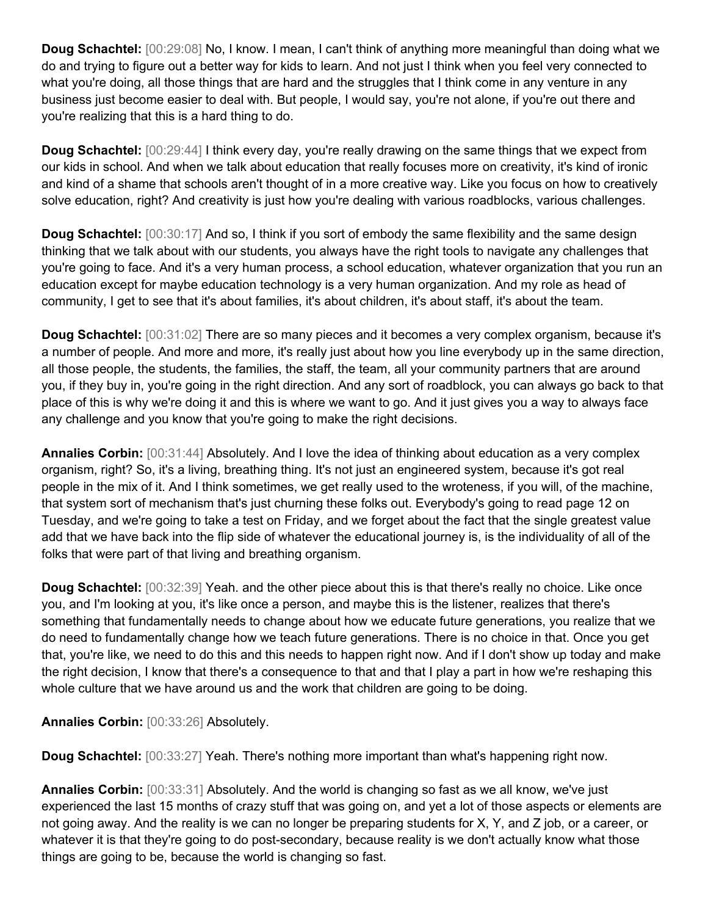**Doug Schachtel:** [00:29:08] No, I know. I mean, I can't think of anything more meaningful than doing what we do and trying to figure out a better way for kids to learn. And not just I think when you feel very connected to what you're doing, all those things that are hard and the struggles that I think come in any venture in any business just become easier to deal with. But people, I would say, you're not alone, if you're out there and you're realizing that this is a hard thing to do.

**Doug Schachtel:** [00:29:44] I think every day, you're really drawing on the same things that we expect from our kids in school. And when we talk about education that really focuses more on creativity, it's kind of ironic and kind of a shame that schools aren't thought of in a more creative way. Like you focus on how to creatively solve education, right? And creativity is just how you're dealing with various roadblocks, various challenges.

**Doug Schachtel:** [00:30:17] And so, I think if you sort of embody the same flexibility and the same design thinking that we talk about with our students, you always have the right tools to navigate any challenges that you're going to face. And it's a very human process, a school education, whatever organization that you run an education except for maybe education technology is a very human organization. And my role as head of community, I get to see that it's about families, it's about children, it's about staff, it's about the team.

**Doug Schachtel:** [00:31:02] There are so many pieces and it becomes a very complex organism, because it's a number of people. And more and more, it's really just about how you line everybody up in the same direction, all those people, the students, the families, the staff, the team, all your community partners that are around you, if they buy in, you're going in the right direction. And any sort of roadblock, you can always go back to that place of this is why we're doing it and this is where we want to go. And it just gives you a way to always face any challenge and you know that you're going to make the right decisions.

**Annalies Corbin:** [00:31:44] Absolutely. And I love the idea of thinking about education as a very complex organism, right? So, it's a living, breathing thing. It's not just an engineered system, because it's got real people in the mix of it. And I think sometimes, we get really used to the wroteness, if you will, of the machine, that system sort of mechanism that's just churning these folks out. Everybody's going to read page 12 on Tuesday, and we're going to take a test on Friday, and we forget about the fact that the single greatest value add that we have back into the flip side of whatever the educational journey is, is the individuality of all of the folks that were part of that living and breathing organism.

**Doug Schachtel:** [00:32:39] Yeah. and the other piece about this is that there's really no choice. Like once you, and I'm looking at you, it's like once a person, and maybe this is the listener, realizes that there's something that fundamentally needs to change about how we educate future generations, you realize that we do need to fundamentally change how we teach future generations. There is no choice in that. Once you get that, you're like, we need to do this and this needs to happen right now. And if I don't show up today and make the right decision, I know that there's a consequence to that and that I play a part in how we're reshaping this whole culture that we have around us and the work that children are going to be doing.

**Annalies Corbin:** [00:33:26] Absolutely.

**Doug Schachtel:** [00:33:27] Yeah. There's nothing more important than what's happening right now.

**Annalies Corbin:** [00:33:31] Absolutely. And the world is changing so fast as we all know, we've just experienced the last 15 months of crazy stuff that was going on, and yet a lot of those aspects or elements are not going away. And the reality is we can no longer be preparing students for X, Y, and Z job, or a career, or whatever it is that they're going to do post-secondary, because reality is we don't actually know what those things are going to be, because the world is changing so fast.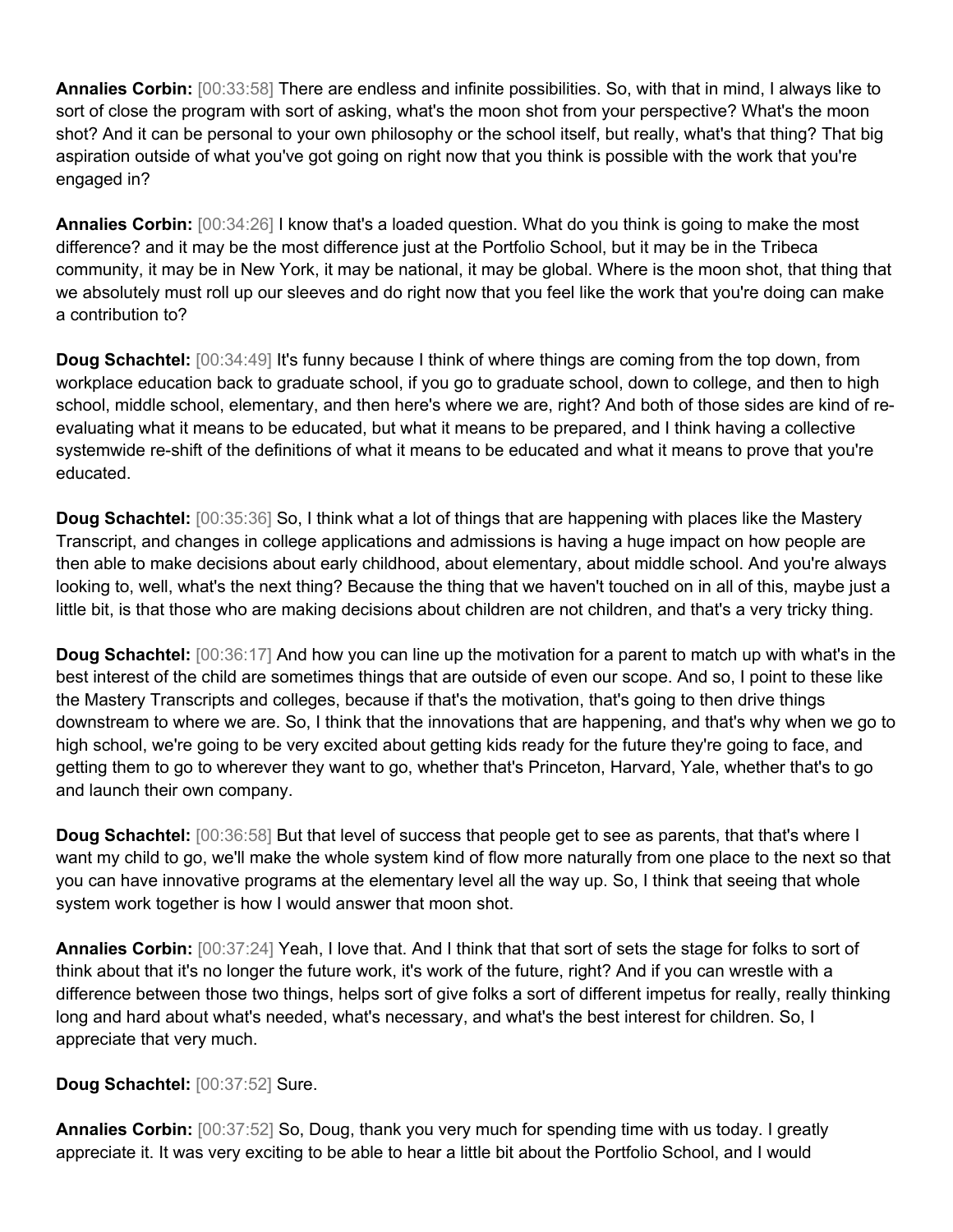**Annalies Corbin:** [00:33:58] There are endless and infinite possibilities. So, with that in mind, I always like to sort of close the program with sort of asking, what's the moon shot from your perspective? What's the moon shot? And it can be personal to your own philosophy or the school itself, but really, what's that thing? That big aspiration outside of what you've got going on right now that you think is possible with the work that you're engaged in?

**Annalies Corbin:** [00:34:26] I know that's a loaded question. What do you think is going to make the most difference? and it may be the most difference just at the Portfolio School, but it may be in the Tribeca community, it may be in New York, it may be national, it may be global. Where is the moon shot, that thing that we absolutely must roll up our sleeves and do right now that you feel like the work that you're doing can make a contribution to?

**Doug Schachtel:** [00:34:49] It's funny because I think of where things are coming from the top down, from workplace education back to graduate school, if you go to graduate school, down to college, and then to high school, middle school, elementary, and then here's where we are, right? And both of those sides are kind of re-evaluating what it means to be educated, but what it means to be prepared, and I think having a collective systemwide re-shift of the definitions of what it means to be educated and what it means to prove that you're educated.

**Doug Schachtel:** [00:35:36] So, I think what a lot of things that are happening with places like the Mastery Transcript, and changes in college applications and admissions is having a huge impact on how people are then able to make decisions about early childhood, about elementary, about middle school. And you're always looking to, well, what's the next thing? Because the thing that we haven't touched on in all of this, maybe just a little bit, is that those who are making decisions about children are not children, and that's a very tricky thing.

**Doug Schachtel:** [00:36:17] And how you can line up the motivation for a parent to match up with what's in the best interest of the child are sometimes things that are outside of even our scope. And so, I point to these like the Mastery Transcripts and colleges, because if that's the motivation, that's going to then drive things downstream to where we are. So, I think that the innovations that are happening, and that's why when we go to high school, we're going to be very excited about getting kids ready for the future they're going to face, and getting them to go to wherever they want to go, whether that's Princeton, Harvard, Yale, whether that's to go and launch their own company.

**Doug Schachtel:** [00:36:58] But that level of success that people get to see as parents, that that's where I want my child to go, we'll make the whole system kind of flow more naturally from one place to the next so that you can have innovative programs at the elementary level all the way up. So, I think that seeing that whole system work together is how I would answer that moon shot.

**Annalies Corbin:** [00:37:24] Yeah, I love that. And I think that that sort of sets the stage for folks to sort of think about that it's no longer the future work, it's work of the future, right? And if you can wrestle with a difference between those two things, helps sort of give folks a sort of different impetus for really, really thinking long and hard about what's needed, what's necessary, and what's the best interest for children. So, I appreciate that very much.

**Doug Schachtel:** [00:37:52] Sure.

**Annalies Corbin:** [00:37:52] So, Doug, thank you very much for spending time with us today. I greatly appreciate it. It was very exciting to be able to hear a little bit about the Portfolio School, and I would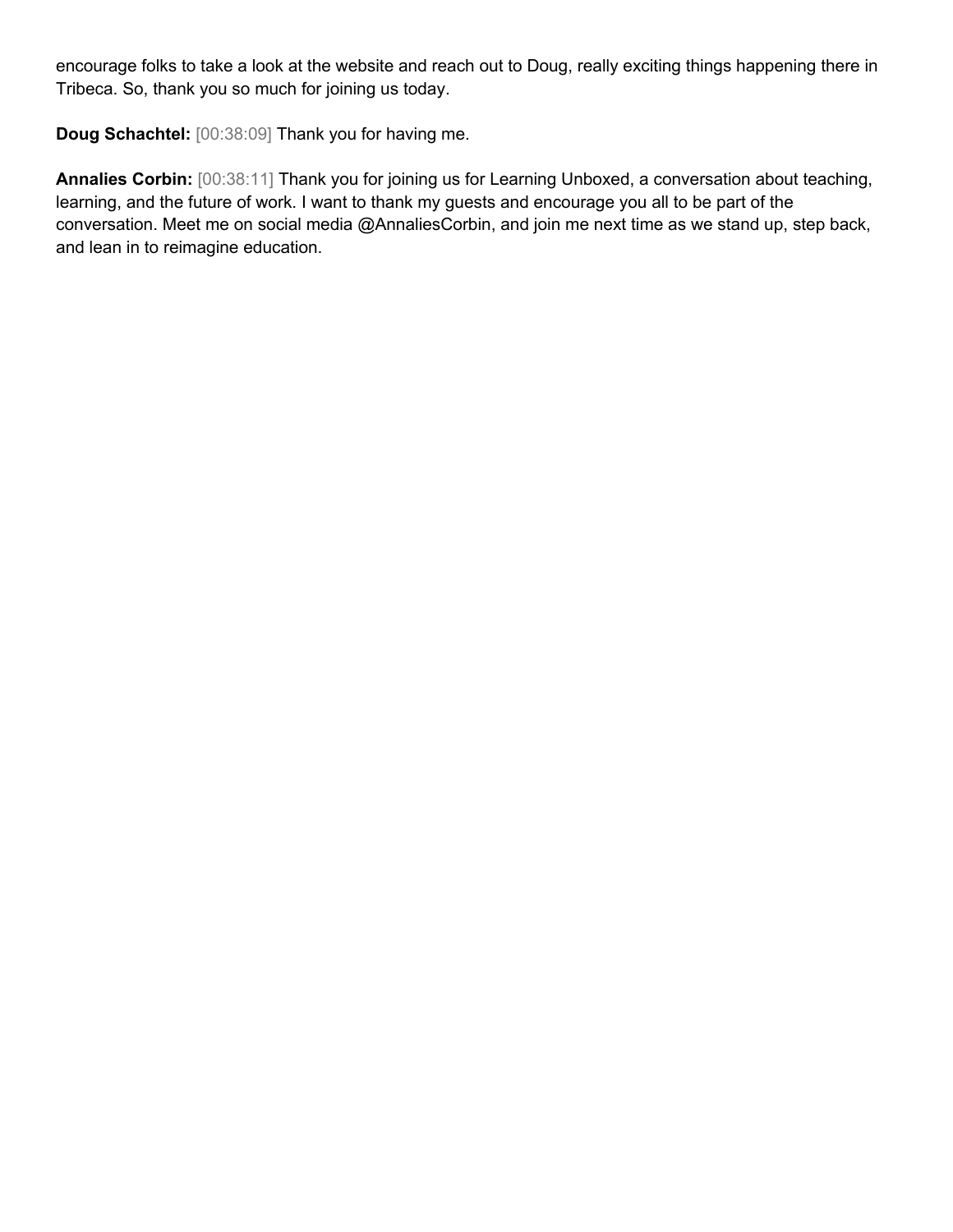encourage folks to take a look at the website and reach out to Doug, really exciting things happening there in Tribeca. So, thank you so much for joining us today.

**Doug Schachtel:** [00:38:09] Thank you for having me.

**Annalies Corbin:** [00:38:11] Thank you for joining us for Learning Unboxed, a conversation about teaching, learning, and the future of work. I want to thank my guests and encourage you all to be part of the conversation. Meet me on social media @AnnaliesCorbin, and join me next time as we stand up, step back, and lean in to reimagine education.